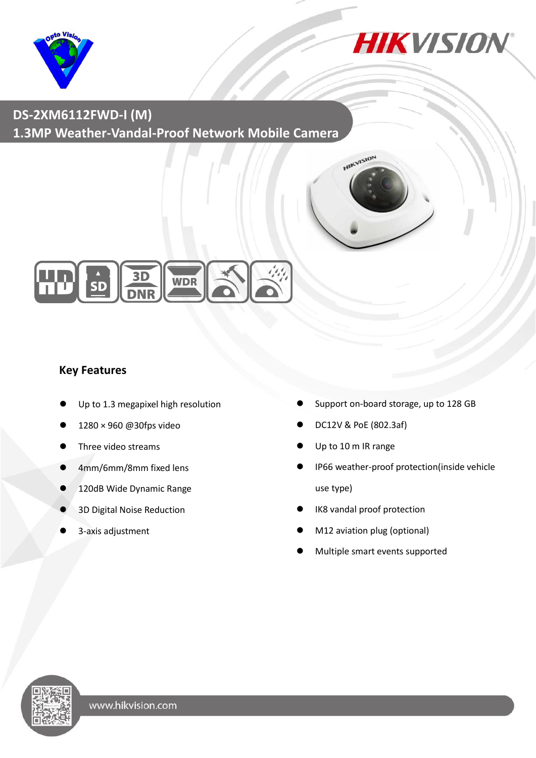# DS-2XM6112FWD-I (M)

## 1.3MP Weather-Vandal-Proof Network Mobile Camera

### Key Features

- Up to 1.3 megapixel high resolution
- 1280 × 960 @30fps video
- Three video streams
- 4mm/6mm/8mm fixed lens
- 120dB Wide Dynamic Range
- 3D Digital Noise Reduction
- 3-axis adjustment
- Support on-board storage, up to 128 GB
- DC12V & PoE (802.3af)
- Up to 10 m IR range
- IP66 weather-proof protection(inside vehicle use type)
- IK8 vandal proof protection
- M12 aviation plug (optional)
- Multiple smart events supported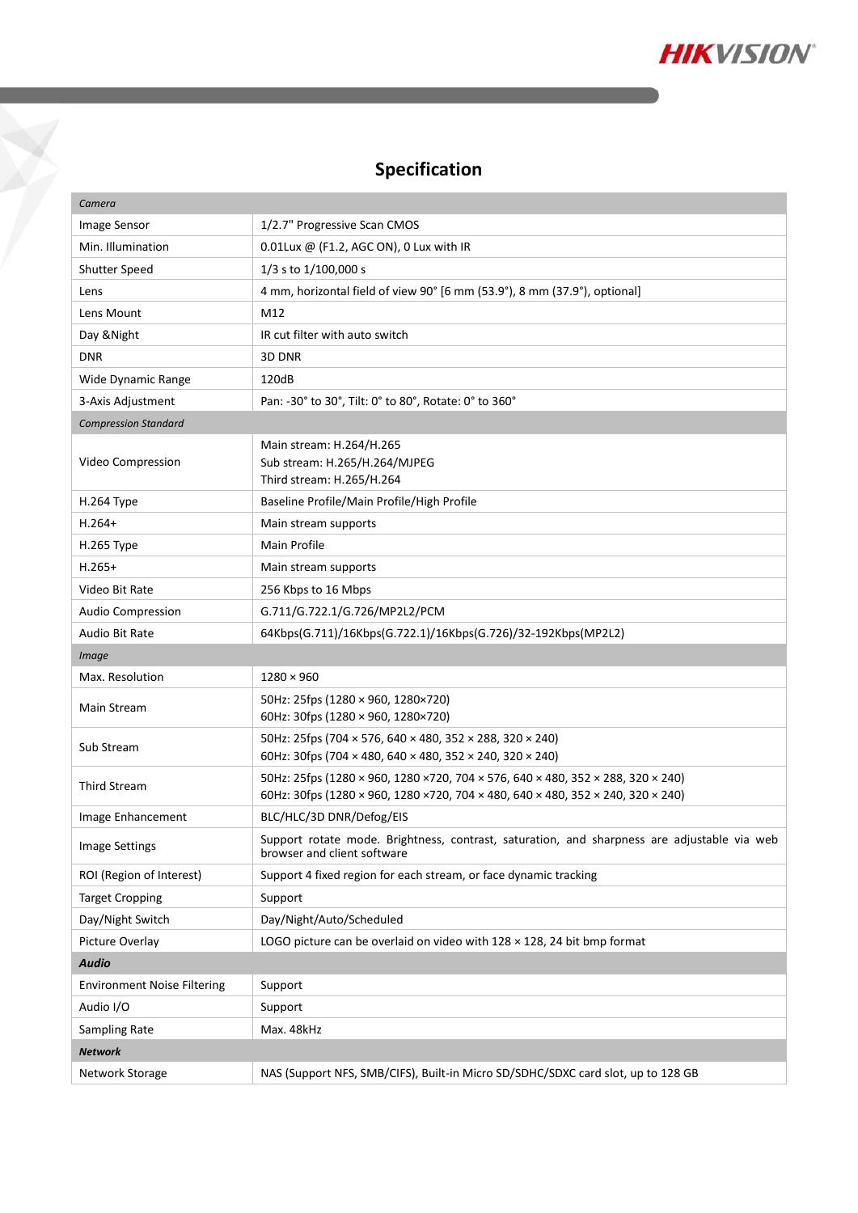# Specification

| *Camera* | |
|---|---|
| Image Sensor | 1/2.7" Progressive Scan CMOS |
| Min. Illumination | 0.01Lux @ (F1.2, AGC ON), 0 Lux with IR |
| Shutter Speed | 1/3 s to 1/100,000 s |
| Lens | 4 mm, horizontal field of view 90° [6 mm (53.9°), 8 mm (37.9°), optional] |
| Lens Mount | M12 |
| Day &Night | IR cut filter with auto switch |
| DNR | 3D DNR |
| Wide Dynamic Range | 120dB |
| 3-Axis Adjustment | Pan: -30° to 30°, Tilt: 0° to 80°, Rotate: 0° to 360° |
| *Compression Standard* | |
| Video Compression | Main stream: H.264/H.265<br>Sub stream: H.265/H.264/MJPEG<br>Third stream: H.265/H.264 |
| H.264 Type | Baseline Profile/Main Profile/High Profile |
| H.264+ | Main stream supports |
| H.265 Type | Main Profile |
| H.265+ | Main stream supports |
| Video Bit Rate | 256 Kbps to 16 Mbps |
| Audio Compression | G.711/G.722.1/G.726/MP2L2/PCM |
| Audio Bit Rate | 64Kbps(G.711)/16Kbps(G.722.1)/16Kbps(G.726)/32-192Kbps(MP2L2) |
| *Image* | |
| Max. Resolution | 1280 × 960 |
| Main Stream | 50Hz: 25fps (1280 × 960, 1280×720)<br>60Hz: 30fps (1280 × 960, 1280×720) |
| Sub Stream | 50Hz: 25fps (704 × 576, 640 × 480, 352 × 288, 320 × 240)<br>60Hz: 30fps (704 × 480, 640 × 480, 352 × 240, 320 × 240) |
| Third Stream | 50Hz: 25fps (1280 × 960, 1280 ×720, 704 × 576, 640 × 480, 352 × 288, 320 × 240)<br>60Hz: 30fps (1280 × 960, 1280 ×720, 704 × 480, 640 × 480, 352 × 240, 320 × 240) |
| Image Enhancement | BLC/HLC/3D DNR/Defog/EIS |
| Image Settings | Support rotate mode. Brightness, contrast, saturation, and sharpness are adjustable via web browser and client software |
| ROI (Region of Interest) | Support 4 fixed region for each stream, or face dynamic tracking |
| Target Cropping | Support |
| Day/Night Switch | Day/Night/Auto/Scheduled |
| Picture Overlay | LOGO picture can be overlaid on video with 128 × 128, 24 bit bmp format |
| ***Audio*** | |
| Environment Noise Filtering | Support |
| Audio I/O | Support |
| Sampling Rate | Max. 48kHz |
| ***Network*** | |
| Network Storage | NAS (Support NFS, SMB/CIFS), Built-in Micro SD/SDHC/SDXC card slot, up to 128 GB |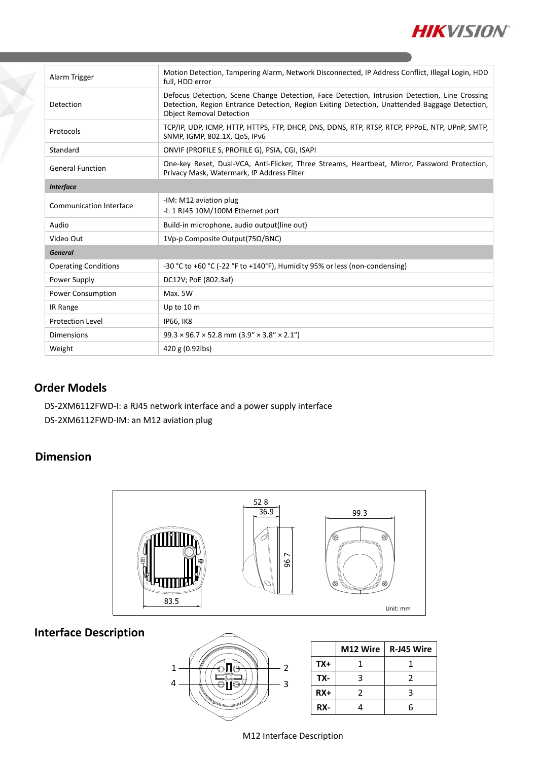| | |
|---|---|
| Alarm Trigger | Motion Detection, Tampering Alarm, Network Disconnected, IP Address Conflict, Illegal Login, HDD full, HDD error |
| Detection | Defocus Detection, Scene Change Detection, Face Detection, Intrusion Detection, Line Crossing Detection, Region Entrance Detection, Region Exiting Detection, Unattended Baggage Detection, Object Removal Detection |
| Protocols | TCP/IP, UDP, ICMP, HTTP, HTTPS, FTP, DHCP, DNS, DDNS, RTP, RTSP, RTCP, PPPoE, NTP, UPnP, SMTP, SNMP, IGMP, 802.1X, QoS, IPv6 |
| Standard | ONVIF (PROFILE S, PROFILE G), PSIA, CGI, ISAPI |
| General Function | One-key Reset, Dual-VCA, Anti-Flicker, Three Streams, Heartbeat, Mirror, Password Protection, Privacy Mask, Watermark, IP Address Filter |
| ***Interface*** | |
| Communication Interface | -IM: M12 aviation plug<br>-I: 1 RJ45 10M/100M Ethernet port |
| Audio | Build-in microphone, audio output(line out) |
| Video Out | 1Vp-p Composite Output(75Ω/BNC) |
| ***General*** | |
| Operating Conditions | -30 °C to +60 °C (-22 °F to +140°F), Humidity 95% or less (non-condensing) |
| Power Supply | DC12V; PoE (802.3af) |
| Power Consumption | Max. 5W |
| IR Range | Up to 10 m |
| Protection Level | IP66, IK8 |
| Dimensions | 99.3 × 96.7 × 52.8 mm (3.9" × 3.8" × 2.1") |
| Weight | 420 g (0.92lbs) |

## Order Models

DS-2XM6112FWD-I: a RJ45 network interface and a power supply interface

DS-2XM6112FWD-IM: an M12 aviation plug

## Dimension

52.8
36.9
99.3
96.7
83.5
Unit: mm

## Interface Description

1
2
4
3

| | M12 Wire | R-J45 Wire |
|---|---|---|
| **TX+** | 1 | 1 |
| **TX-** | 3 | 2 |
| **RX+** | 2 | 3 |
| **RX-** | 4 | 6 |

M12 Interface Description